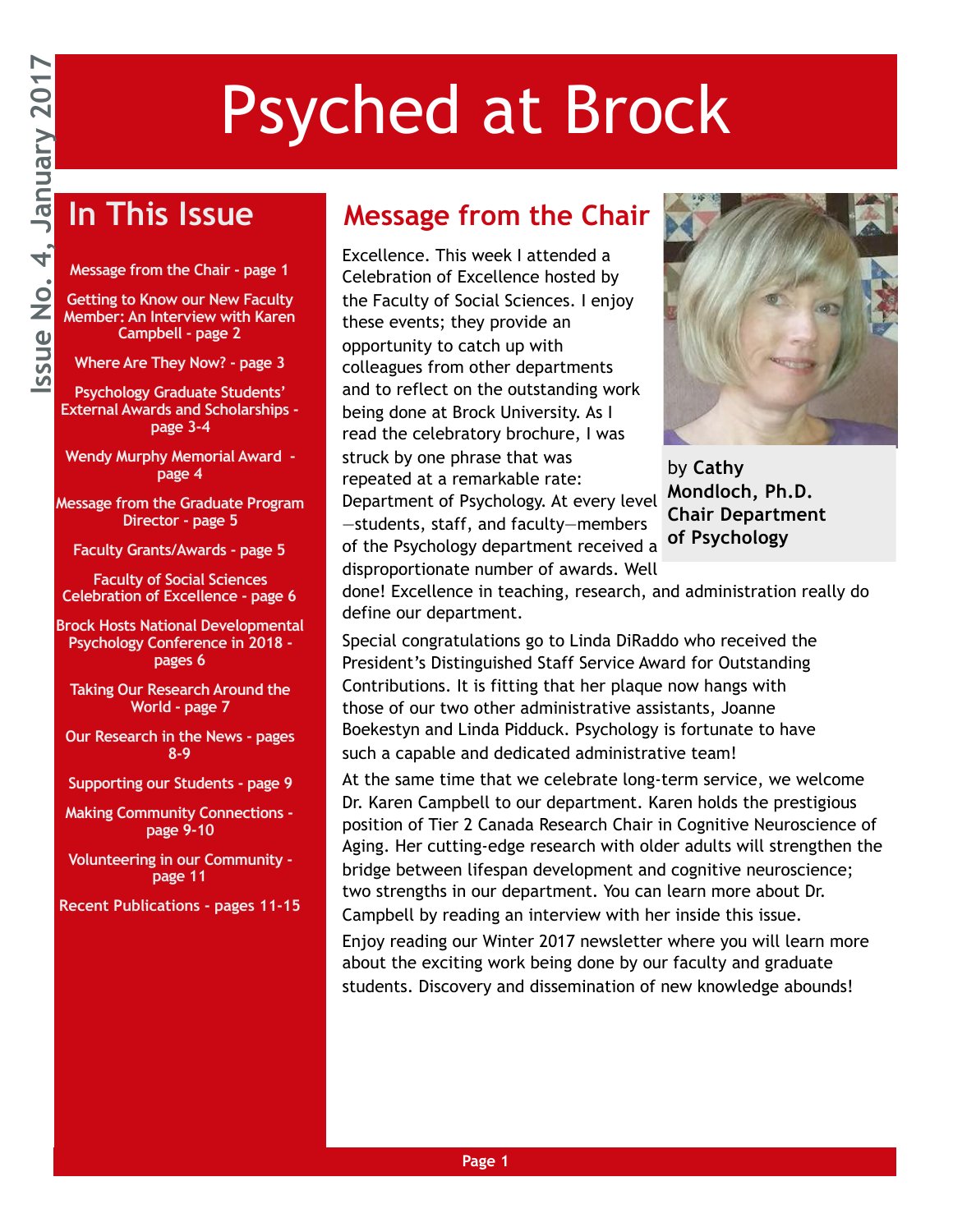# Psyched at Brock

Issue No. 4, January 2017

## In This Issue

- Message from the Chair - page 1
- Getting to Know our New Faculty Member: An Interview with Karen Campbell - page 2
- Where Are They Now? - page 3
- Psychology Graduate Students' External Awards and Scholarships - page 3-4
- Wendy Murphy Memorial Award - page 4
- Message from the Graduate Program Director - page 5
- Faculty Grants/Awards - page 5
- Faculty of Social Sciences Celebration of Excellence - page 6
- Brock Hosts National Developmental Psychology Conference in 2018 - pages 6
- Taking Our Research Around the World - page 7
- Our Research in the News - pages 8-9
- Supporting our Students - page 9
- Making Community Connections - page 9-10
- Volunteering in our Community - page 11
- Recent Publications - pages 11-15

## Message from the Chair

by **Cathy Mondloch, Ph.D. Chair Department of Psychology**

Excellence. This week I attended a Celebration of Excellence hosted by the Faculty of Social Sciences. I enjoy these events; they provide an opportunity to catch up with colleagues from other departments and to reflect on the outstanding work being done at Brock University. As I read the celebratory brochure, I was struck by one phrase that was repeated at a remarkable rate: Department of Psychology. At every level—students, staff, and faculty—members of the Psychology department received a disproportionate number of awards. Well done! Excellence in teaching, research, and administration really do define our department.

Special congratulations go to Linda DiRaddo who received the President's Distinguished Staff Service Award for Outstanding Contributions. It is fitting that her plaque now hangs with those of our two other administrative assistants, Joanne Boekestyn and Linda Pidduck. Psychology is fortunate to have such a capable and dedicated administrative team!

At the same time that we celebrate long-term service, we welcome Dr. Karen Campbell to our department. Karen holds the prestigious position of Tier 2 Canada Research Chair in Cognitive Neuroscience of Aging. Her cutting-edge research with older adults will strengthen the bridge between lifespan development and cognitive neuroscience; two strengths in our department. You can learn more about Dr. Campbell by reading an interview with her inside this issue.

Enjoy reading our Winter 2017 newsletter where you will learn more about the exciting work being done by our faculty and graduate students. Discovery and dissemination of new knowledge abounds!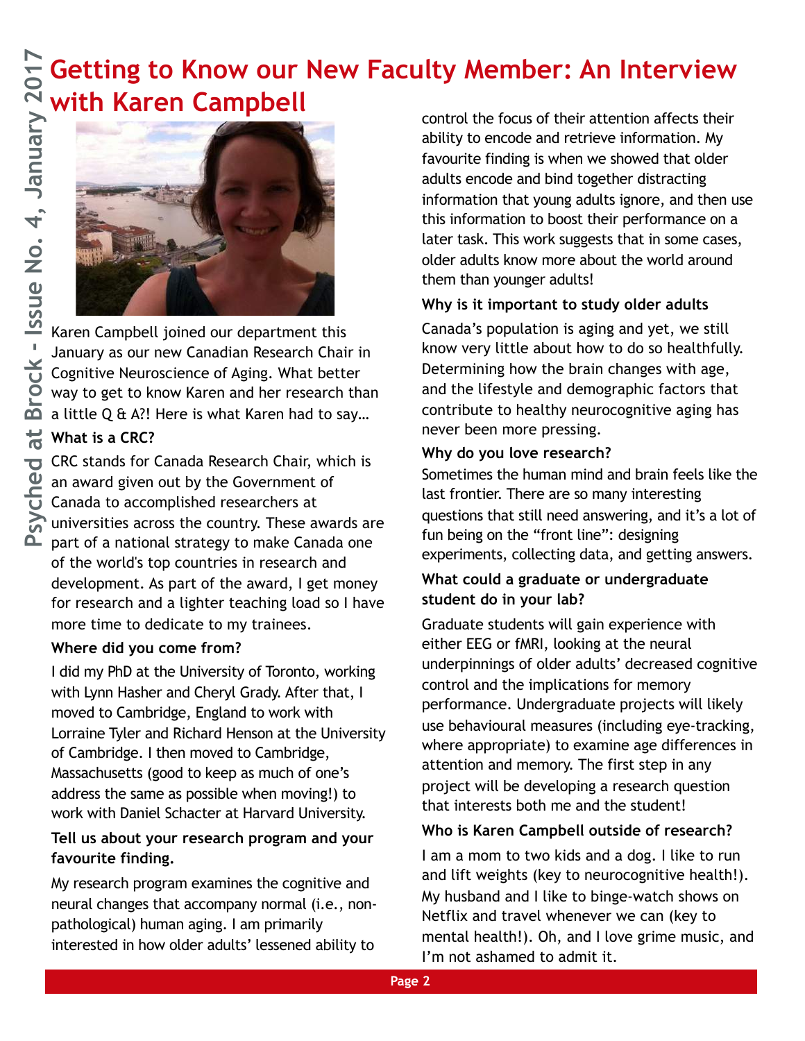# Getting to Know our New Faculty Member: An Interview with Karen Campbell

Karen Campbell joined our department this January as our new Canadian Research Chair in Cognitive Neuroscience of Aging. What better way to get to know Karen and her research than a little Q & A?! Here is what Karen had to say…

**What is a CRC?**

CRC stands for Canada Research Chair, which is an award given out by the Government of Canada to accomplished researchers at universities across the country. These awards are part of a national strategy to make Canada one of the world's top countries in research and development. As part of the award, I get money for research and a lighter teaching load so I have more time to dedicate to my trainees.

**Where did you come from?**

I did my PhD at the University of Toronto, working with Lynn Hasher and Cheryl Grady. After that, I moved to Cambridge, England to work with Lorraine Tyler and Richard Henson at the University of Cambridge. I then moved to Cambridge, Massachusetts (good to keep as much of one's address the same as possible when moving!) to work with Daniel Schacter at Harvard University.

**Tell us about your research program and your favourite finding.**

My research program examines the cognitive and neural changes that accompany normal (i.e., non-pathological) human aging. I am primarily interested in how older adults' lessened ability to control the focus of their attention affects their ability to encode and retrieve information. My favourite finding is when we showed that older adults encode and bind together distracting information that young adults ignore, and then use this information to boost their performance on a later task. This work suggests that in some cases, older adults know more about the world around them than younger adults!

**Why is it important to study older adults**

Canada's population is aging and yet, we still know very little about how to do so healthfully. Determining how the brain changes with age, and the lifestyle and demographic factors that contribute to healthy neurocognitive aging has never been more pressing.

**Why do you love research?**

Sometimes the human mind and brain feels like the last frontier. There are so many interesting questions that still need answering, and it's a lot of fun being on the "front line": designing experiments, collecting data, and getting answers.

**What could a graduate or undergraduate student do in your lab?**

Graduate students will gain experience with either EEG or fMRI, looking at the neural underpinnings of older adults' decreased cognitive control and the implications for memory performance. Undergraduate projects will likely use behavioural measures (including eye-tracking, where appropriate) to examine age differences in attention and memory. The first step in any project will be developing a research question that interests both me and the student!

**Who is Karen Campbell outside of research?**

I am a mom to two kids and a dog. I like to run and lift weights (key to neurocognitive health!). My husband and I like to binge-watch shows on Netflix and travel whenever we can (key to mental health!). Oh, and I love grime music, and I'm not ashamed to admit it.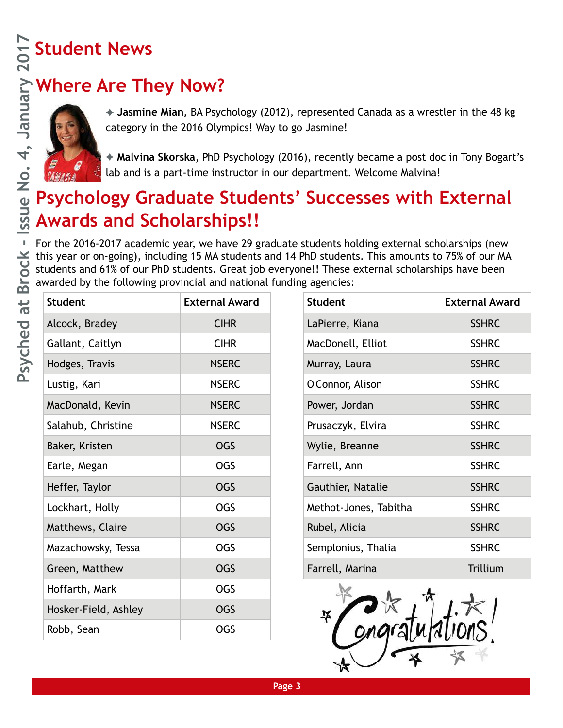# Student News

## Where Are They Now?

✦ **Jasmine Mian,** BA Psychology (2012), represented Canada as a wrestler in the 48 kg category in the 2016 Olympics! Way to go Jasmine!

✦ **Malvina Skorska**, PhD Psychology (2016), recently became a post doc in Tony Bogart's lab and is a part-time instructor in our department. Welcome Malvina!

## Psychology Graduate Students' Successes with External Awards and Scholarships!!

For the 2016-2017 academic year, we have 29 graduate students holding external scholarships (new this year or on-going), including 15 MA students and 14 PhD students. This amounts to 75% of our MA students and 61% of our PhD students. Great job everyone!! These external scholarships have been awarded by the following provincial and national funding agencies:

| Student | External Award |
|---|---|
| Alcock, Bradey | CIHR |
| Gallant, Caitlyn | CIHR |
| Hodges, Travis | NSERC |
| Lustig, Kari | NSERC |
| MacDonald, Kevin | NSERC |
| Salahub, Christine | NSERC |
| Baker, Kristen | OGS |
| Earle, Megan | OGS |
| Heffer, Taylor | OGS |
| Lockhart, Holly | OGS |
| Matthews, Claire | OGS |
| Mazachowsky, Tessa | OGS |
| Green, Matthew | OGS |
| Hoffarth, Mark | OGS |
| Hosker-Field, Ashley | OGS |
| Robb, Sean | OGS |

| Student | External Award |
|---|---|
| LaPierre, Kiana | SSHRC |
| MacDonell, Elliot | SSHRC |
| Murray, Laura | SSHRC |
| O'Connor, Alison | SSHRC |
| Power, Jordan | SSHRC |
| Prusaczyk, Elvira | SSHRC |
| Wylie, Breanne | SSHRC |
| Farrell, Ann | SSHRC |
| Gauthier, Natalie | SSHRC |
| Methot-Jones, Tabitha | SSHRC |
| Rubel, Alicia | SSHRC |
| Semplonius, Thalia | SSHRC |
| Farrell, Marina | Trillium |

Congratulations!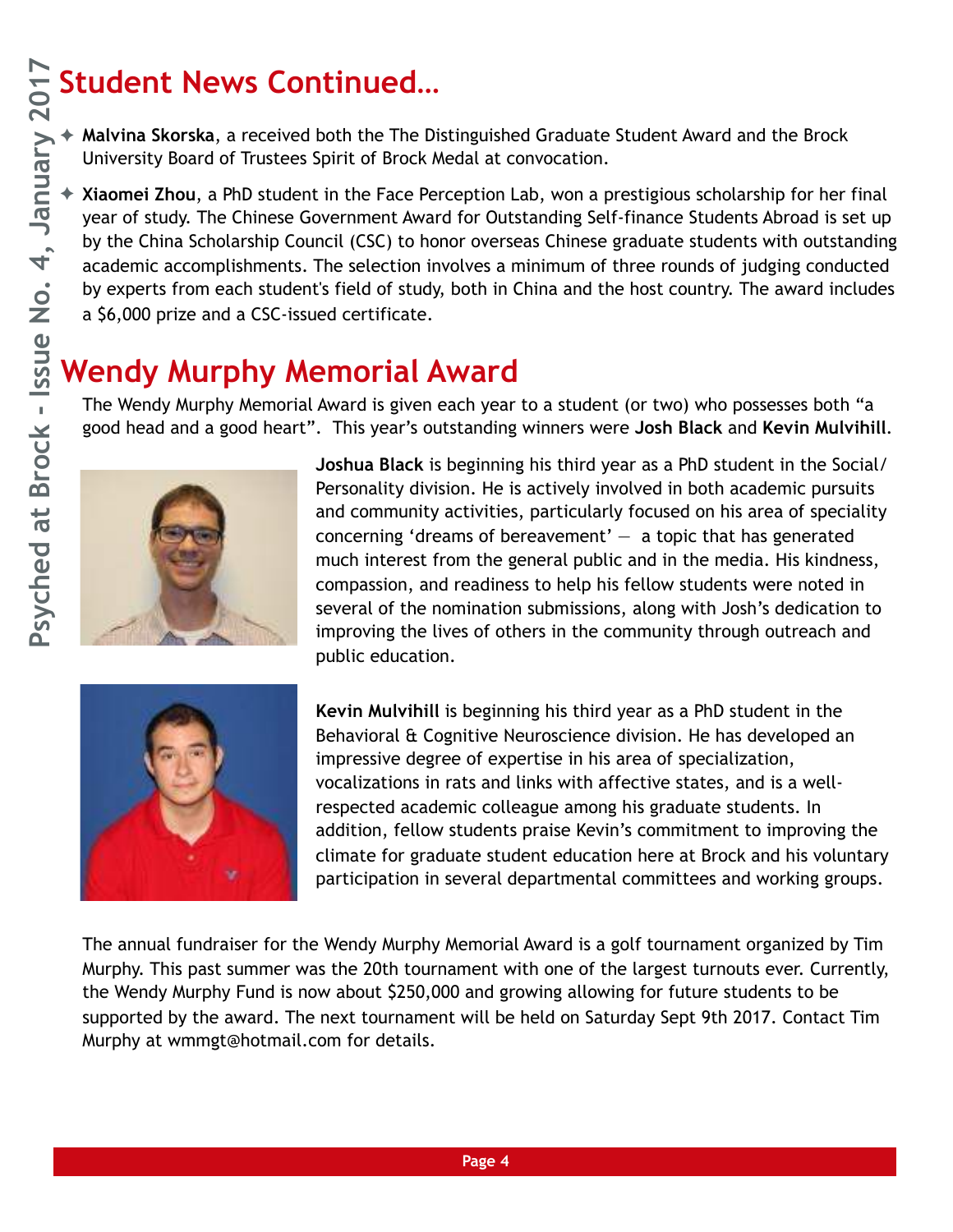# Student News Continued...

- **Malvina Skorska**, a received both the The Distinguished Graduate Student Award and the Brock University Board of Trustees Spirit of Brock Medal at convocation.
- **Xiaomei Zhou**, a PhD student in the Face Perception Lab, won a prestigious scholarship for her final year of study. The Chinese Government Award for Outstanding Self-finance Students Abroad is set up by the China Scholarship Council (CSC) to honor overseas Chinese graduate students with outstanding academic accomplishments. The selection involves a minimum of three rounds of judging conducted by experts from each student's field of study, both in China and the host country. The award includes a $6,000 prize and a CSC-issued certificate.

# Wendy Murphy Memorial Award

The Wendy Murphy Memorial Award is given each year to a student (or two) who possesses both "a good head and a good heart". This year's outstanding winners were **Josh Black** and **Kevin Mulvihill**.

**Joshua Black** is beginning his third year as a PhD student in the Social/Personality division. He is actively involved in both academic pursuits and community activities, particularly focused on his area of speciality concerning 'dreams of bereavement' — a topic that has generated much interest from the general public and in the media. His kindness, compassion, and readiness to help his fellow students were noted in several of the nomination submissions, along with Josh's dedication to improving the lives of others in the community through outreach and public education.

**Kevin Mulvihill** is beginning his third year as a PhD student in the Behavioral & Cognitive Neuroscience division. He has developed an impressive degree of expertise in his area of specialization, vocalizations in rats and links with affective states, and is a well-respected academic colleague among his graduate students. In addition, fellow students praise Kevin's commitment to improving the climate for graduate student education here at Brock and his voluntary participation in several departmental committees and working groups.

The annual fundraiser for the Wendy Murphy Memorial Award is a golf tournament organized by Tim Murphy. This past summer was the 20th tournament with one of the largest turnouts ever. Currently, the Wendy Murphy Fund is now about $250,000 and growing allowing for future students to be supported by the award. The next tournament will be held on Saturday Sept 9th 2017. Contact Tim Murphy at wmmgt@hotmail.com for details.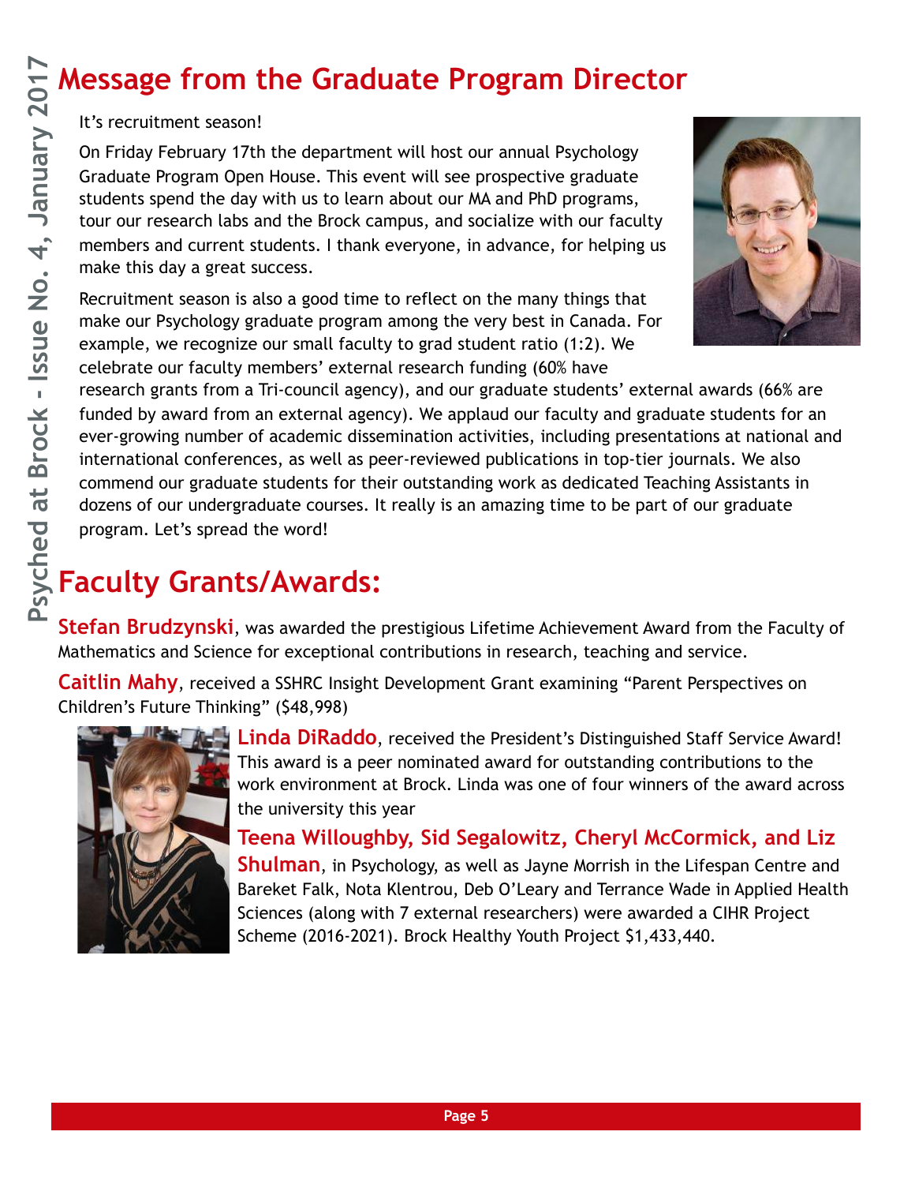# Message from the Graduate Program Director

It's recruitment season!

On Friday February 17th the department will host our annual Psychology Graduate Program Open House. This event will see prospective graduate students spend the day with us to learn about our MA and PhD programs, tour our research labs and the Brock campus, and socialize with our faculty members and current students. I thank everyone, in advance, for helping us make this day a great success.

Recruitment season is also a good time to reflect on the many things that make our Psychology graduate program among the very best in Canada. For example, we recognize our small faculty to grad student ratio (1:2). We celebrate our faculty members' external research funding (60% have research grants from a Tri-council agency), and our graduate students' external awards (66% are funded by award from an external agency). We applaud our faculty and graduate students for an ever-growing number of academic dissemination activities, including presentations at national and international conferences, as well as peer-reviewed publications in top-tier journals. We also commend our graduate students for their outstanding work as dedicated Teaching Assistants in dozens of our undergraduate courses. It really is an amazing time to be part of our graduate program. Let's spread the word!

# Faculty Grants/Awards:

**Stefan Brudzynski**, was awarded the prestigious Lifetime Achievement Award from the Faculty of Mathematics and Science for exceptional contributions in research, teaching and service.

**Caitlin Mahy**, received a SSHRC Insight Development Grant examining "Parent Perspectives on Children's Future Thinking" ($48,998)

**Linda DiRaddo**, received the President's Distinguished Staff Service Award! This award is a peer nominated award for outstanding contributions to the work environment at Brock. Linda was one of four winners of the award across the university this year

**Teena Willoughby, Sid Segalowitz, Cheryl McCormick, and Liz Shulman**, in Psychology, as well as Jayne Morrish in the Lifespan Centre and Bareket Falk, Nota Klentrou, Deb O'Leary and Terrance Wade in Applied Health Sciences (along with 7 external researchers) were awarded a CIHR Project Scheme (2016-2021). Brock Healthy Youth Project $1,433,440.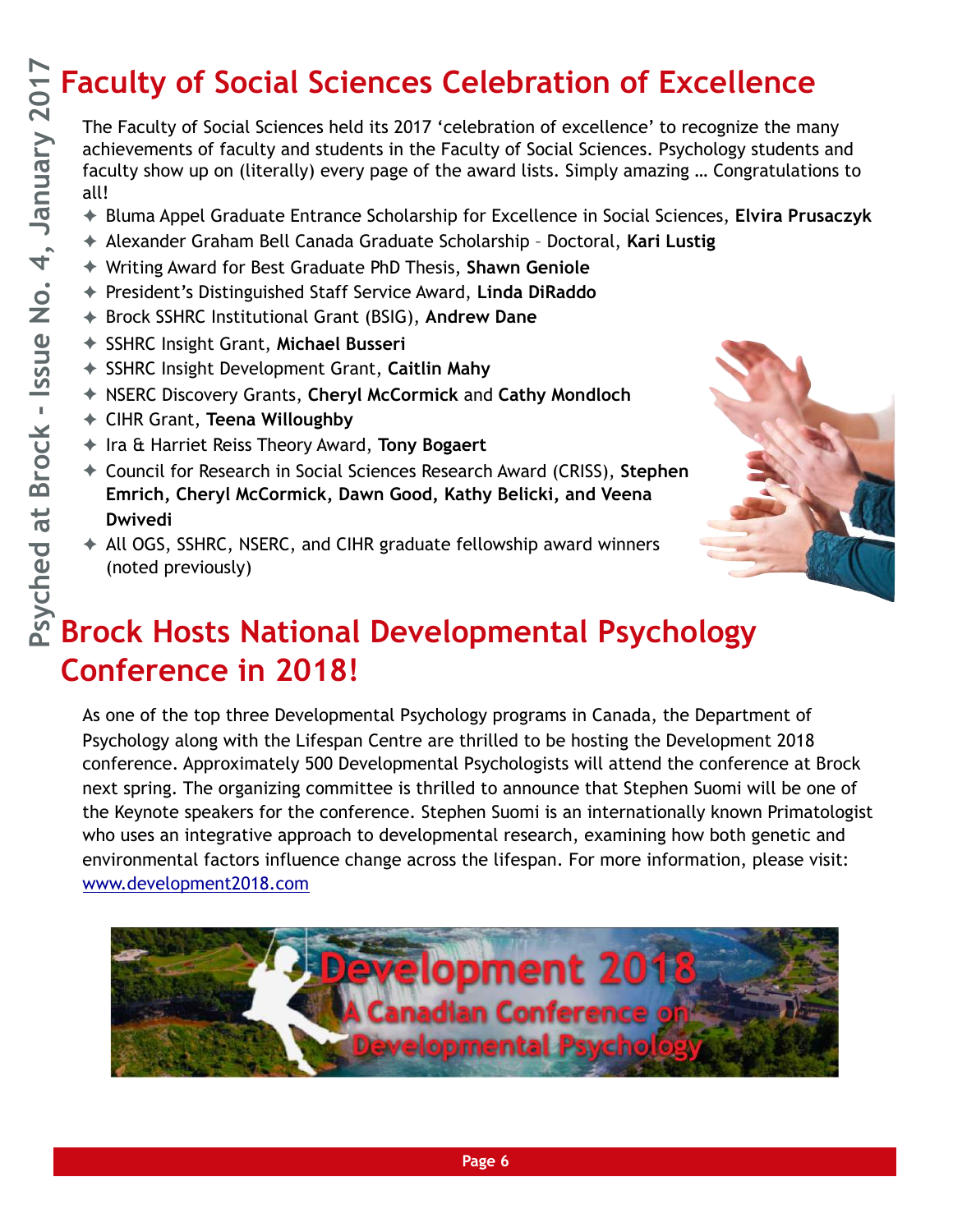# Faculty of Social Sciences Celebration of Excellence

The Faculty of Social Sciences held its 2017 'celebration of excellence' to recognize the many achievements of faculty and students in the Faculty of Social Sciences. Psychology students and faculty show up on (literally) every page of the award lists. Simply amazing … Congratulations to all!

- Bluma Appel Graduate Entrance Scholarship for Excellence in Social Sciences, **Elvira Prusaczyk**
- Alexander Graham Bell Canada Graduate Scholarship – Doctoral, **Kari Lustig**
- Writing Award for Best Graduate PhD Thesis, **Shawn Geniole**
- President's Distinguished Staff Service Award, **Linda DiRaddo**
- Brock SSHRC Institutional Grant (BSIG), **Andrew Dane**
- SSHRC Insight Grant, **Michael Busseri**
- SSHRC Insight Development Grant, **Caitlin Mahy**
- NSERC Discovery Grants, **Cheryl McCormick** and **Cathy Mondloch**
- CIHR Grant, **Teena Willoughby**
- Ira & Harriet Reiss Theory Award, **Tony Bogaert**
- Council for Research in Social Sciences Research Award (CRISS), **Stephen Emrich, Cheryl McCormick, Dawn Good, Kathy Belicki, and Veena Dwivedi**
- All OGS, SSHRC, NSERC, and CIHR graduate fellowship award winners (noted previously)

# Brock Hosts National Developmental Psychology Conference in 2018!

As one of the top three Developmental Psychology programs in Canada, the Department of Psychology along with the Lifespan Centre are thrilled to be hosting the Development 2018 conference. Approximately 500 Developmental Psychologists will attend the conference at Brock next spring. The organizing committee is thrilled to announce that Stephen Suomi will be one of the Keynote speakers for the conference. Stephen Suomi is an internationally known Primatologist who uses an integrative approach to developmental research, examining how both genetic and environmental factors influence change across the lifespan. For more information, please visit: www.development2018.com

Development 2018
A Canadian Conference on Developmental Psychology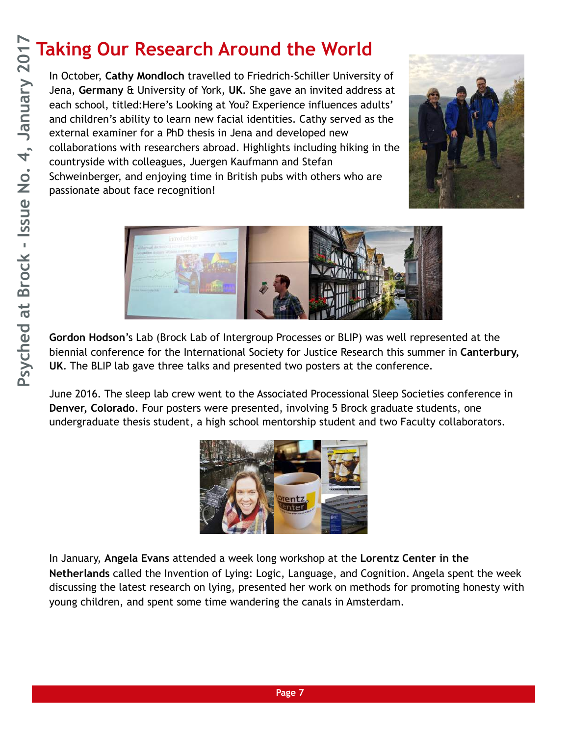# Taking Our Research Around the World

In October, **Cathy Mondloch** travelled to Friedrich-Schiller University of Jena, **Germany** & University of York, **UK**. She gave an invited address at each school, titled:Here's Looking at You? Experience influences adults' and children's ability to learn new facial identities. Cathy served as the external examiner for a PhD thesis in Jena and developed new collaborations with researchers abroad. Highlights including hiking in the countryside with colleagues, Juergen Kaufmann and Stefan Schweinberger, and enjoying time in British pubs with others who are passionate about face recognition!

**Gordon Hodson**'s Lab (Brock Lab of Intergroup Processes or BLIP) was well represented at the biennial conference for the International Society for Justice Research this summer in **Canterbury, UK**. The BLIP lab gave three talks and presented two posters at the conference.

June 2016. The sleep lab crew went to the Associated Processional Sleep Societies conference in **Denver, Colorado**. Four posters were presented, involving 5 Brock graduate students, one undergraduate thesis student, a high school mentorship student and two Faculty collaborators.

In January, **Angela Evans** attended a week long workshop at the **Lorentz Center in the Netherlands** called the Invention of Lying: Logic, Language, and Cognition. Angela spent the week discussing the latest research on lying, presented her work on methods for promoting honesty with young children, and spent some time wandering the canals in Amsterdam.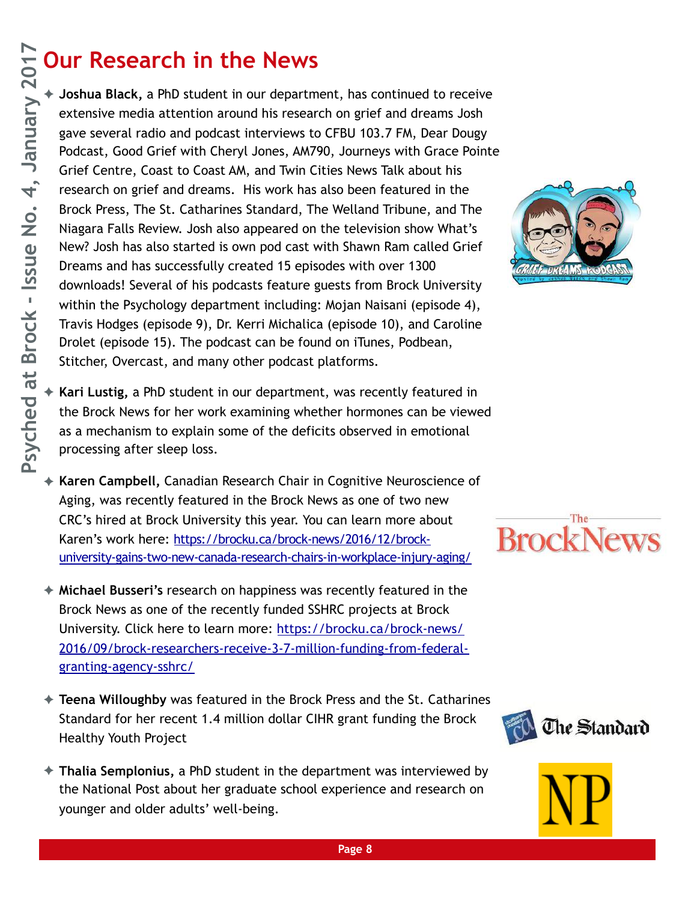# Our Research in the News

- **Joshua Black,** a PhD student in our department, has continued to receive extensive media attention around his research on grief and dreams Josh gave several radio and podcast interviews to CFBU 103.7 FM, Dear Dougy Podcast, Good Grief with Cheryl Jones, AM790, Journeys with Grace Pointe Grief Centre, Coast to Coast AM, and Twin Cities News Talk about his research on grief and dreams. His work has also been featured in the Brock Press, The St. Catharines Standard, The Welland Tribune, and The Niagara Falls Review. Josh also appeared on the television show What's New? Josh has also started is own pod cast with Shawn Ram called Grief Dreams and has successfully created 15 episodes with over 1300 downloads! Several of his podcasts feature guests from Brock University within the Psychology department including: Mojan Naisani (episode 4), Travis Hodges (episode 9), Dr. Kerri Michalica (episode 10), and Caroline Drolet (episode 15). The podcast can be found on iTunes, Podbean, Stitcher, Overcast, and many other podcast platforms.

- **Kari Lustig,** a PhD student in our department, was recently featured in the Brock News for her work examining whether hormones can be viewed as a mechanism to explain some of the deficits observed in emotional processing after sleep loss.

- **Karen Campbell,** Canadian Research Chair in Cognitive Neuroscience of Aging, was recently featured in the Brock News as one of two new CRC's hired at Brock University this year. You can learn more about Karen's work here: https://brocku.ca/brock-news/2016/12/brock-university-gains-two-new-canada-research-chairs-in-workplace-injury-aging/

- **Michael Busseri's** research on happiness was recently featured in the Brock News as one of the recently funded SSHRC projects at Brock University. Click here to learn more: https://brocku.ca/brock-news/2016/09/brock-researchers-receive-3-7-million-funding-from-federal-granting-agency-sshrc/

- **Teena Willoughby** was featured in the Brock Press and the St. Catharines Standard for her recent 1.4 million dollar CIHR grant funding the Brock Healthy Youth Project

- **Thalia Semplonius,** a PhD student in the department was interviewed by the National Post about her graduate school experience and research on younger and older adults' well-being.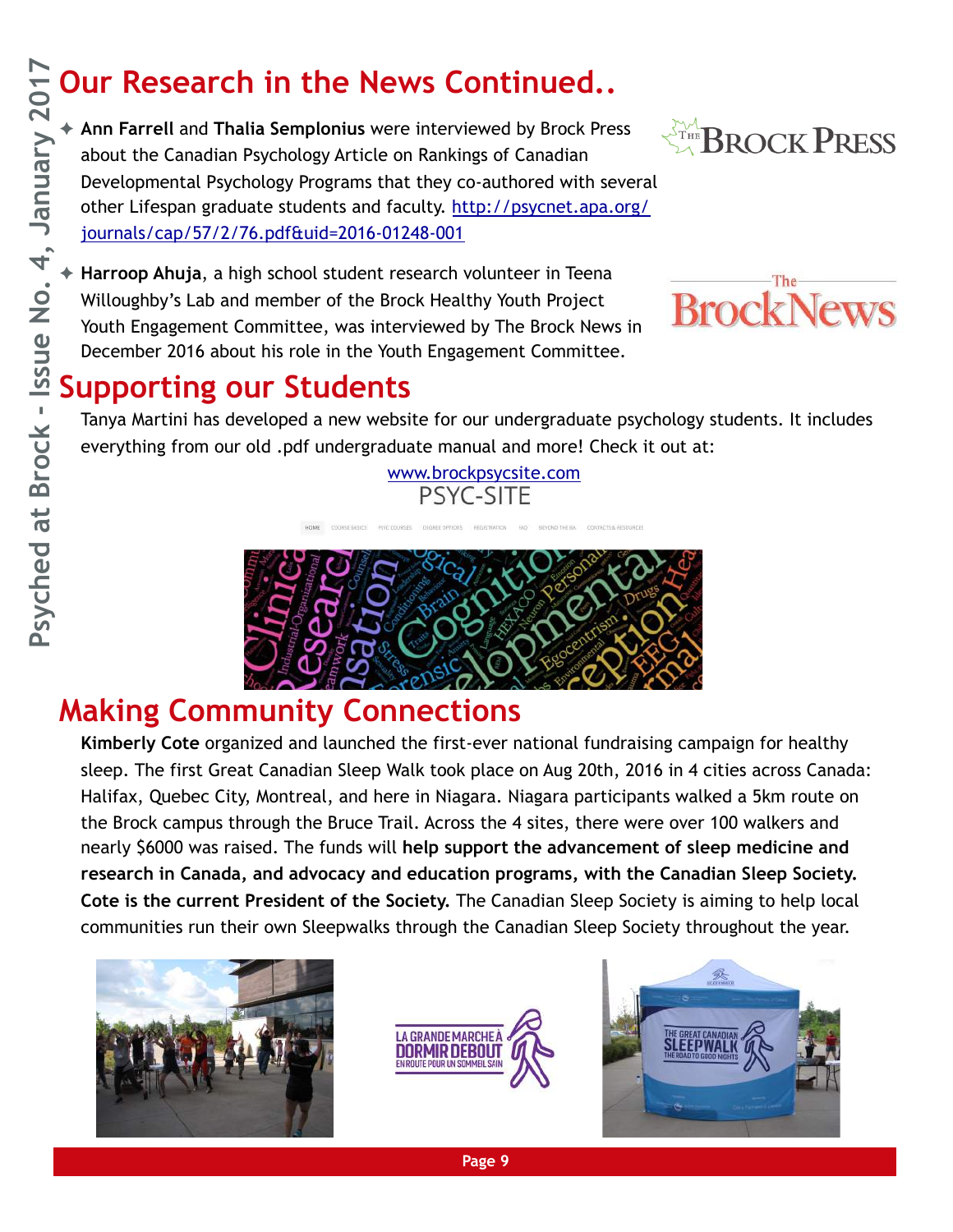# Our Research in the News Continued..

- **Ann Farrell** and **Thalia Semplonius** were interviewed by Brock Press about the Canadian Psychology Article on Rankings of Canadian Developmental Psychology Programs that they co-authored with several other Lifespan graduate students and faculty. http://psycnet.apa.org/journals/cap/57/2/76.pdf&uid=2016-01248-001

- **Harroop Ahuja**, a high school student research volunteer in Teena Willoughby's Lab and member of the Brock Healthy Youth Project Youth Engagement Committee, was interviewed by The Brock News in December 2016 about his role in the Youth Engagement Committee.

# Supporting our Students

Tanya Martini has developed a new website for our undergraduate psychology students. It includes everything from our old .pdf undergraduate manual and more! Check it out at:

www.brockpsycsite.com

# Making Community Connections

**Kimberly Cote** organized and launched the first-ever national fundraising campaign for healthy sleep. The first Great Canadian Sleep Walk took place on Aug 20th, 2016 in 4 cities across Canada: Halifax, Quebec City, Montreal, and here in Niagara. Niagara participants walked a 5km route on the Brock campus through the Bruce Trail. Across the 4 sites, there were over 100 walkers and nearly $6000 was raised. The funds will **help support the advancement of sleep medicine and research in Canada, and advocacy and education programs, with the Canadian Sleep Society. Cote is the current President of the Society.** The Canadian Sleep Society is aiming to help local communities run their own Sleepwalks through the Canadian Sleep Society throughout the year.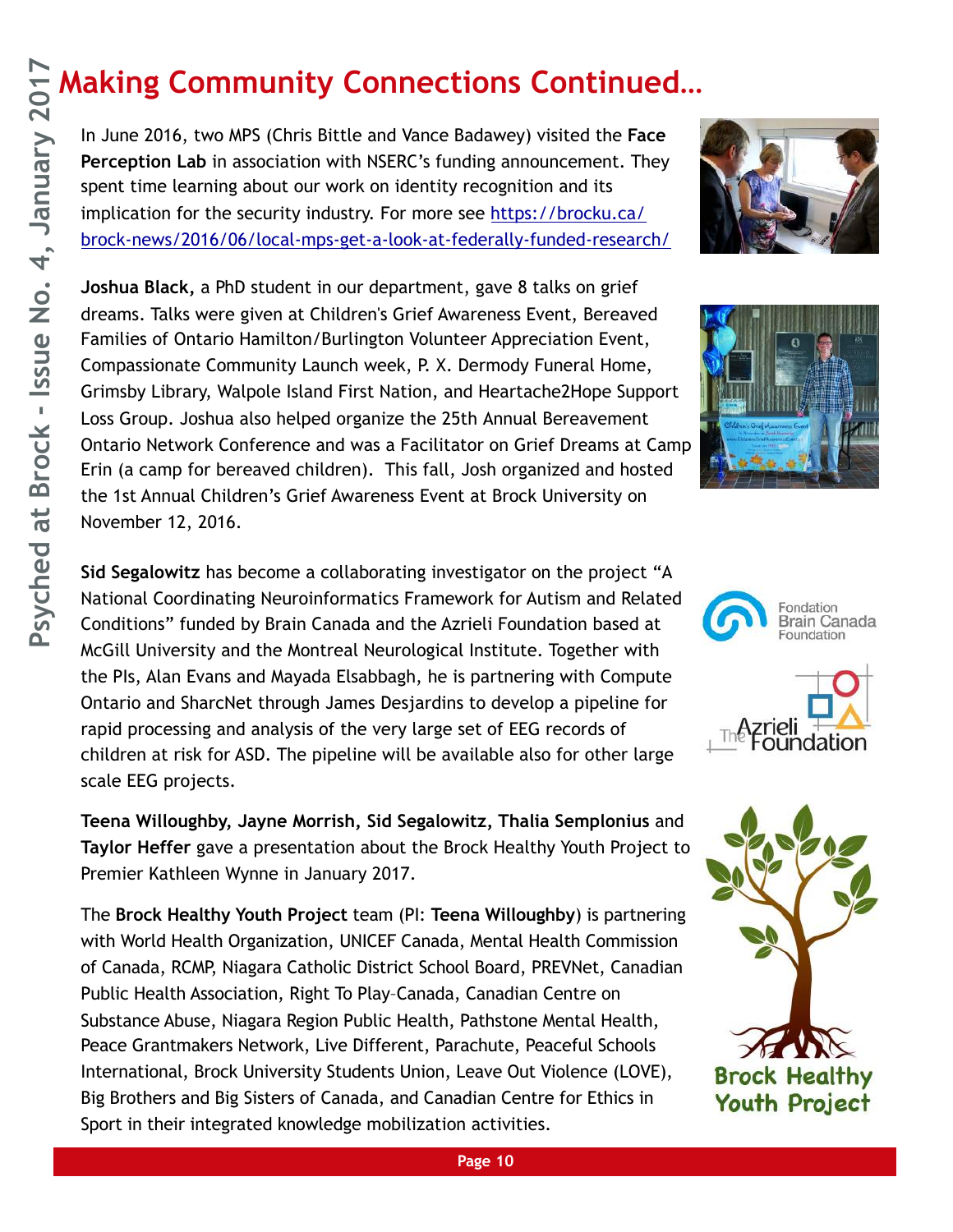# Making Community Connections Continued…

In June 2016, two MPS (Chris Bittle and Vance Badawey) visited the **Face Perception Lab** in association with NSERC's funding announcement. They spent time learning about our work on identity recognition and its implication for the security industry. For more see https://brocku.ca/brock-news/2016/06/local-mps-get-a-look-at-federally-funded-research/

**Joshua Black,** a PhD student in our department, gave 8 talks on grief dreams. Talks were given at Children's Grief Awareness Event, Bereaved Families of Ontario Hamilton/Burlington Volunteer Appreciation Event, Compassionate Community Launch week, P. X. Dermody Funeral Home, Grimsby Library, Walpole Island First Nation, and Heartache2Hope Support Loss Group. Joshua also helped organize the 25th Annual Bereavement Ontario Network Conference and was a Facilitator on Grief Dreams at Camp Erin (a camp for bereaved children). This fall, Josh organized and hosted the 1st Annual Children's Grief Awareness Event at Brock University on November 12, 2016.

**Sid Segalowitz** has become a collaborating investigator on the project "A National Coordinating Neuroinformatics Framework for Autism and Related Conditions" funded by Brain Canada and the Azrieli Foundation based at McGill University and the Montreal Neurological Institute. Together with the PIs, Alan Evans and Mayada Elsabbagh, he is partnering with Compute Ontario and SharcNet through James Desjardins to develop a pipeline for rapid processing and analysis of the very large set of EEG records of children at risk for ASD. The pipeline will be available also for other large scale EEG projects.

**Teena Willoughby, Jayne Morrish, Sid Segalowitz, Thalia Semplonius** and **Taylor Heffer** gave a presentation about the Brock Healthy Youth Project to Premier Kathleen Wynne in January 2017.

The **Brock Healthy Youth Project** team (PI: **Teena Willoughby**) is partnering with World Health Organization, UNICEF Canada, Mental Health Commission of Canada, RCMP, Niagara Catholic District School Board, PREVNet, Canadian Public Health Association, Right To Play–Canada, Canadian Centre on Substance Abuse, Niagara Region Public Health, Pathstone Mental Health, Peace Grantmakers Network, Live Different, Parachute, Peaceful Schools International, Brock University Students Union, Leave Out Violence (LOVE), Big Brothers and Big Sisters of Canada, and Canadian Centre for Ethics in Sport in their integrated knowledge mobilization activities.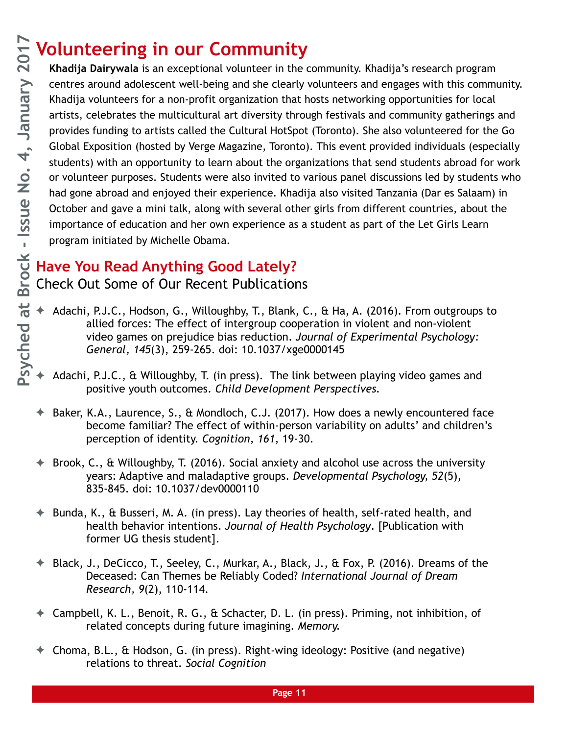# Volunteering in our Community

**Khadija Dairywala** is an exceptional volunteer in the community. Khadija's research program centres around adolescent well-being and she clearly volunteers and engages with this community. Khadija volunteers for a non-profit organization that hosts networking opportunities for local artists, celebrates the multicultural art diversity through festivals and community gatherings and provides funding to artists called the Cultural HotSpot (Toronto). She also volunteered for the Go Global Exposition (hosted by Verge Magazine, Toronto). This event provided individuals (especially students) with an opportunity to learn about the organizations that send students abroad for work or volunteer purposes. Students were also invited to various panel discussions led by students who had gone abroad and enjoyed their experience. Khadija also visited Tanzania (Dar es Salaam) in October and gave a mini talk, along with several other girls from different countries, about the importance of education and her own experience as a student as part of the Let Girls Learn program initiated by Michelle Obama.

## Have You Read Anything Good Lately?

Check Out Some of Our Recent Publications

- Adachi, P.J.C., Hodson, G., Willoughby, T., Blank, C., & Ha, A. (2016). From outgroups to allied forces: The effect of intergroup cooperation in violent and non-violent video games on prejudice bias reduction. *Journal of Experimental Psychology: General, 145*(3), 259-265. doi: 10.1037/xge0000145
- Adachi, P.J.C., & Willoughby, T. (in press). The link between playing video games and positive youth outcomes. *Child Development Perspectives.*
- Baker, K.A., Laurence, S., & Mondloch, C.J. (2017). How does a newly encountered face become familiar? The effect of within-person variability on adults' and children's perception of identity. *Cognition, 161*, 19-30.
- Brook, C., & Willoughby, T. (2016). Social anxiety and alcohol use across the university years: Adaptive and maladaptive groups. *Developmental Psychology, 52*(5), 835-845. doi: 10.1037/dev0000110
- Bunda, K., & Busseri, M. A. (in press). Lay theories of health, self-rated health, and health behavior intentions. *Journal of Health Psychology*. [Publication with former UG thesis student].
- Black, J., DeCicco, T., Seeley, C., Murkar, A., Black, J., & Fox, P. (2016). Dreams of the Deceased: Can Themes be Reliably Coded? *International Journal of Dream Research, 9*(2), 110-114.
- Campbell, K. L., Benoit, R. G., & Schacter, D. L. (in press). Priming, not inhibition, of related concepts during future imagining. *Memory.*
- Choma, B.L., & Hodson, G. (in press). Right-wing ideology: Positive (and negative) relations to threat. *Social Cognition*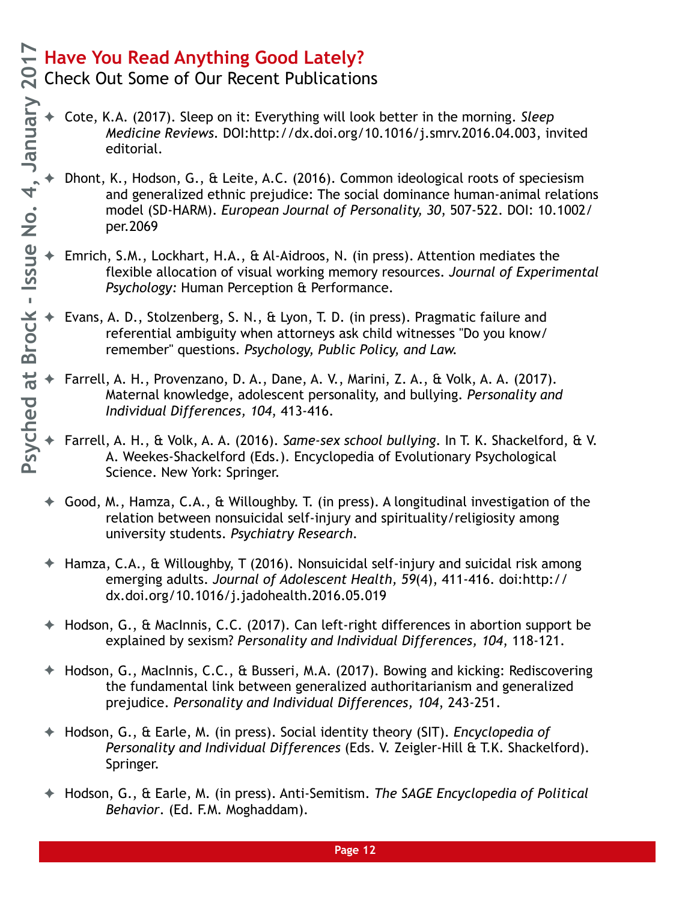## Have You Read Anything Good Lately?

### Check Out Some of Our Recent Publications

- Cote, K.A. (2017). Sleep on it: Everything will look better in the morning. *Sleep Medicine Reviews*. DOI:http://dx.doi.org/10.1016/j.smrv.2016.04.003, invited editorial.

- Dhont, K., Hodson, G., & Leite, A.C. (2016). Common ideological roots of speciesism and generalized ethnic prejudice: The social dominance human-animal relations model (SD-HARM). *European Journal of Personality, 30*, 507-522. DOI: 10.1002/per.2069

- Emrich, S.M., Lockhart, H.A., & Al-Aidroos, N. (in press). Attention mediates the flexible allocation of visual working memory resources. *Journal of Experimental Psychology:* Human Perception & Performance.

- Evans, A. D., Stolzenberg, S. N., & Lyon, T. D. (in press). Pragmatic failure and referential ambiguity when attorneys ask child witnesses "Do you know/remember" questions. *Psychology, Public Policy, and Law.*

- Farrell, A. H., Provenzano, D. A., Dane, A. V., Marini, Z. A., & Volk, A. A. (2017). Maternal knowledge, adolescent personality, and bullying. *Personality and Individual Differences, 104*, 413-416.

- Farrell, A. H., & Volk, A. A. (2016). *Same-sex school bullying*. In T. K. Shackelford, & V. A. Weekes-Shackelford (Eds.). Encyclopedia of Evolutionary Psychological Science. New York: Springer.

- Good, M., Hamza, C.A., & Willoughby. T. (in press). A longitudinal investigation of the relation between nonsuicidal self-injury and spirituality/religiosity among university students. *Psychiatry Research*.

- Hamza, C.A., & Willoughby, T (2016). Nonsuicidal self-injury and suicidal risk among emerging adults. *Journal of Adolescent Health, 59*(4), 411-416. doi:http://dx.doi.org/10.1016/j.jadohealth.2016.05.019

- Hodson, G., & MacInnis, C.C. (2017). Can left-right differences in abortion support be explained by sexism? *Personality and Individual Differences, 104*, 118-121.

- Hodson, G., MacInnis, C.C., & Busseri, M.A. (2017). Bowing and kicking: Rediscovering the fundamental link between generalized authoritarianism and generalized prejudice. *Personality and Individual Differences, 104*, 243-251.

- Hodson, G., & Earle, M. (in press). Social identity theory (SIT). *Encyclopedia of Personality and Individual Differences* (Eds. V. Zeigler-Hill & T.K. Shackelford). Springer.

- Hodson, G., & Earle, M. (in press). Anti-Semitism. *The SAGE Encyclopedia of Political Behavior*. (Ed. F.M. Moghaddam).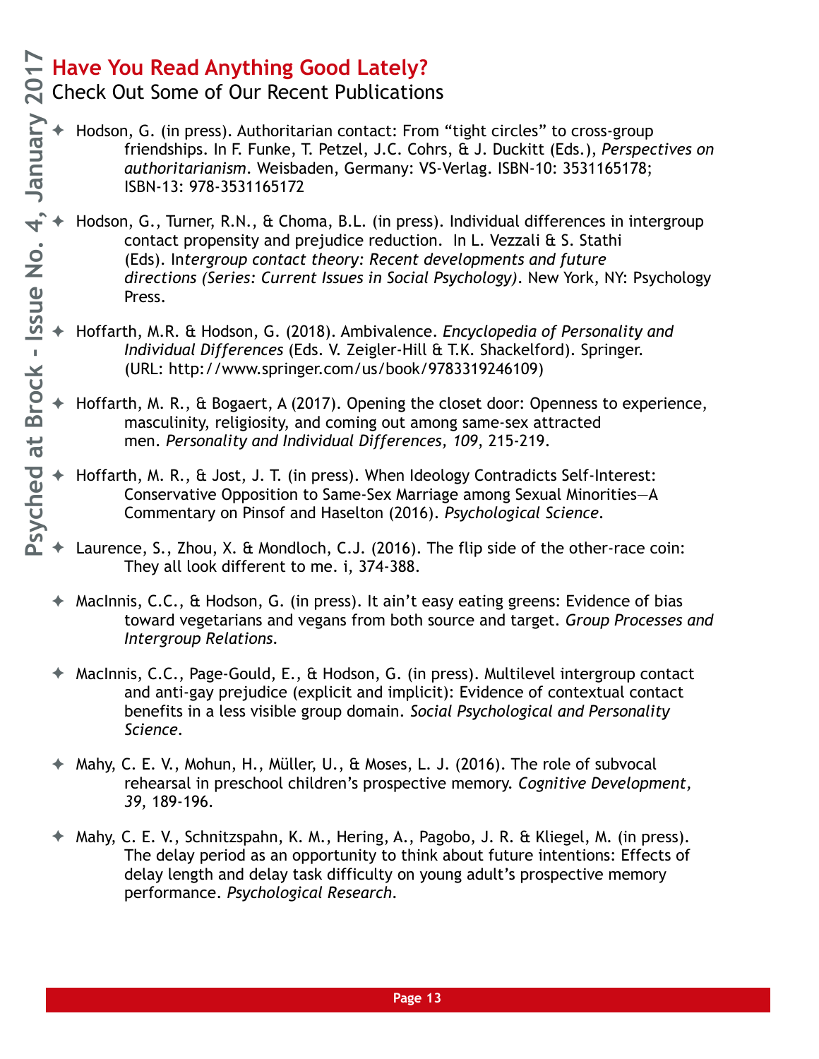## Have You Read Anything Good Lately?

Check Out Some of Our Recent Publications

- Hodson, G. (in press). Authoritarian contact: From "tight circles" to cross-group friendships. In F. Funke, T. Petzel, J.C. Cohrs, & J. Duckitt (Eds.), *Perspectives on authoritarianism*. Weisbaden, Germany: VS-Verlag. ISBN-10: 3531165178; ISBN-13: 978-3531165172

- Hodson, G., Turner, R.N., & Choma, B.L. (in press). Individual differences in intergroup contact propensity and prejudice reduction. In L. Vezzali & S. Stathi (Eds). In*tergroup contact theory: Recent developments and future directions (Series: Current Issues in Social Psychology)*. New York, NY: Psychology Press.

- Hoffarth, M.R. & Hodson, G. (2018). Ambivalence. *Encyclopedia of Personality and Individual Differences* (Eds. V. Zeigler-Hill & T.K. Shackelford). Springer. (URL: http://www.springer.com/us/book/9783319246109)

- Hoffarth, M. R., & Bogaert, A (2017). Opening the closet door: Openness to experience, masculinity, religiosity, and coming out among same-sex attracted men. *Personality and Individual Differences, 109*, 215-219.

- Hoffarth, M. R., & Jost, J. T. (in press). When Ideology Contradicts Self-Interest: Conservative Opposition to Same-Sex Marriage among Sexual Minorities—A Commentary on Pinsof and Haselton (2016). *Psychological Science*.

- Laurence, S., Zhou, X. & Mondloch, C.J. (2016). The flip side of the other-race coin: They all look different to me. i, 374-388.

- MacInnis, C.C., & Hodson, G. (in press). It ain't easy eating greens: Evidence of bias toward vegetarians and vegans from both source and target. *Group Processes and Intergroup Relations*.

- MacInnis, C.C., Page-Gould, E., & Hodson, G. (in press). Multilevel intergroup contact and anti-gay prejudice (explicit and implicit): Evidence of contextual contact benefits in a less visible group domain. *Social Psychological and Personality Science*.

- Mahy, C. E. V., Mohun, H., Müller, U., & Moses, L. J. (2016). The role of subvocal rehearsal in preschool children's prospective memory. *Cognitive Development, 39*, 189-196.

- Mahy, C. E. V., Schnitzspahn, K. M., Hering, A., Pagobo, J. R. & Kliegel, M. (in press). The delay period as an opportunity to think about future intentions: Effects of delay length and delay task difficulty on young adult's prospective memory performance. *Psychological Research*.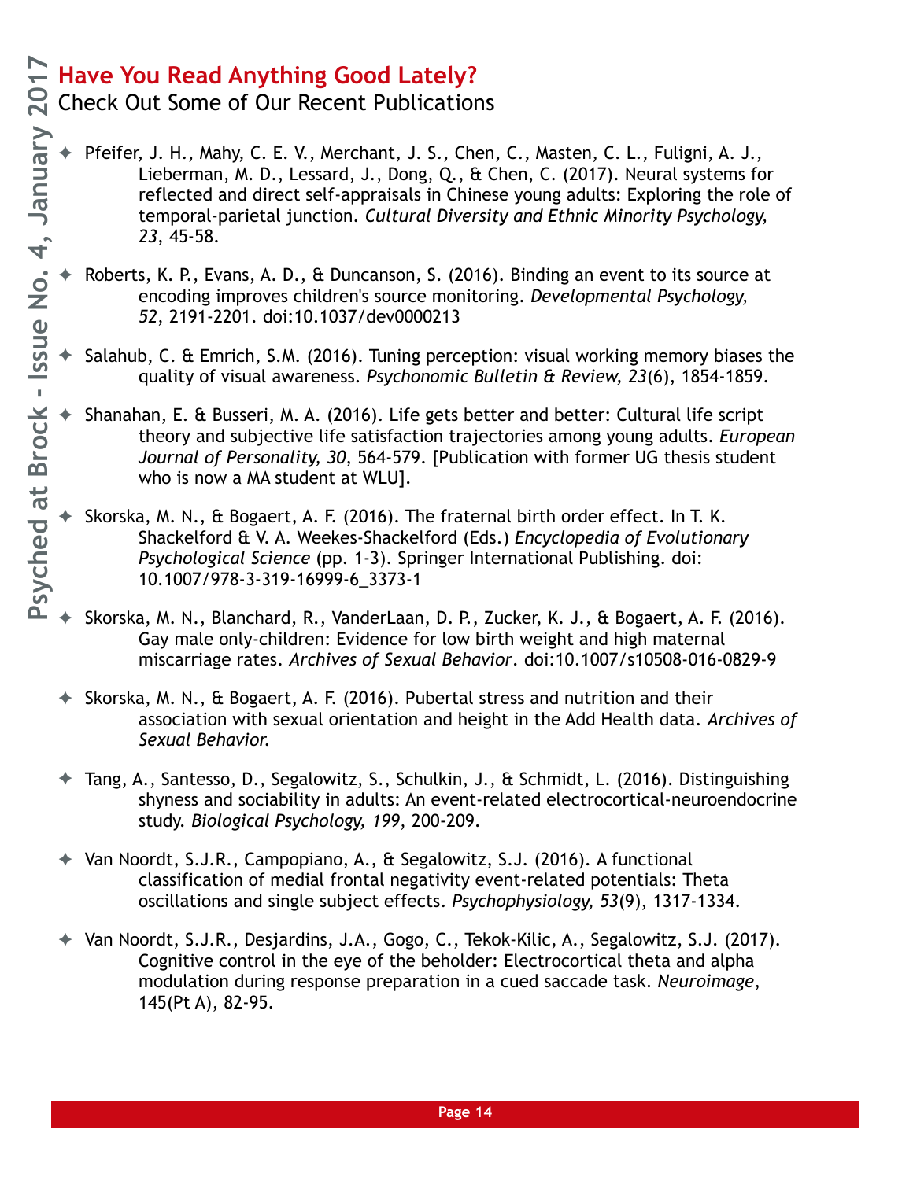## Have You Read Anything Good Lately?

Check Out Some of Our Recent Publications

- Pfeifer, J. H., Mahy, C. E. V., Merchant, J. S., Chen, C., Masten, C. L., Fuligni, A. J., Lieberman, M. D., Lessard, J., Dong, Q., & Chen, C. (2017). Neural systems for reflected and direct self-appraisals in Chinese young adults: Exploring the role of temporal-parietal junction. *Cultural Diversity and Ethnic Minority Psychology, 23*, 45-58.

- Roberts, K. P., Evans, A. D., & Duncanson, S. (2016). Binding an event to its source at encoding improves children's source monitoring. *Developmental Psychology, 52*, 2191-2201. doi:10.1037/dev0000213

- Salahub, C. & Emrich, S.M. (2016). Tuning perception: visual working memory biases the quality of visual awareness. *Psychonomic Bulletin & Review, 23*(6), 1854-1859.

- Shanahan, E. & Busseri, M. A. (2016). Life gets better and better: Cultural life script theory and subjective life satisfaction trajectories among young adults. *European Journal of Personality, 30*, 564-579. [Publication with former UG thesis student who is now a MA student at WLU].

- Skorska, M. N., & Bogaert, A. F. (2016). The fraternal birth order effect. In T. K. Shackelford & V. A. Weekes-Shackelford (Eds.) *Encyclopedia of Evolutionary Psychological Science* (pp. 1-3). Springer International Publishing. doi: 10.1007/978-3-319-16999-6_3373-1

- Skorska, M. N., Blanchard, R., VanderLaan, D. P., Zucker, K. J., & Bogaert, A. F. (2016). Gay male only-children: Evidence for low birth weight and high maternal miscarriage rates. *Archives of Sexual Behavior*. doi:10.1007/s10508-016-0829-9

- Skorska, M. N., & Bogaert, A. F. (2016). Pubertal stress and nutrition and their association with sexual orientation and height in the Add Health data. *Archives of Sexual Behavior.*

- Tang, A., Santesso, D., Segalowitz, S., Schulkin, J., & Schmidt, L. (2016). Distinguishing shyness and sociability in adults: An event-related electrocortical-neuroendocrine study. *Biological Psychology, 199*, 200-209.

- Van Noordt, S.J.R., Campopiano, A., & Segalowitz, S.J. (2016). A functional classification of medial frontal negativity event-related potentials: Theta oscillations and single subject effects. *Psychophysiology, 53*(9), 1317-1334.

- Van Noordt, S.J.R., Desjardins, J.A., Gogo, C., Tekok-Kilic, A., Segalowitz, S.J. (2017). Cognitive control in the eye of the beholder: Electrocortical theta and alpha modulation during response preparation in a cued saccade task. *Neuroimage*, 145(Pt A), 82-95.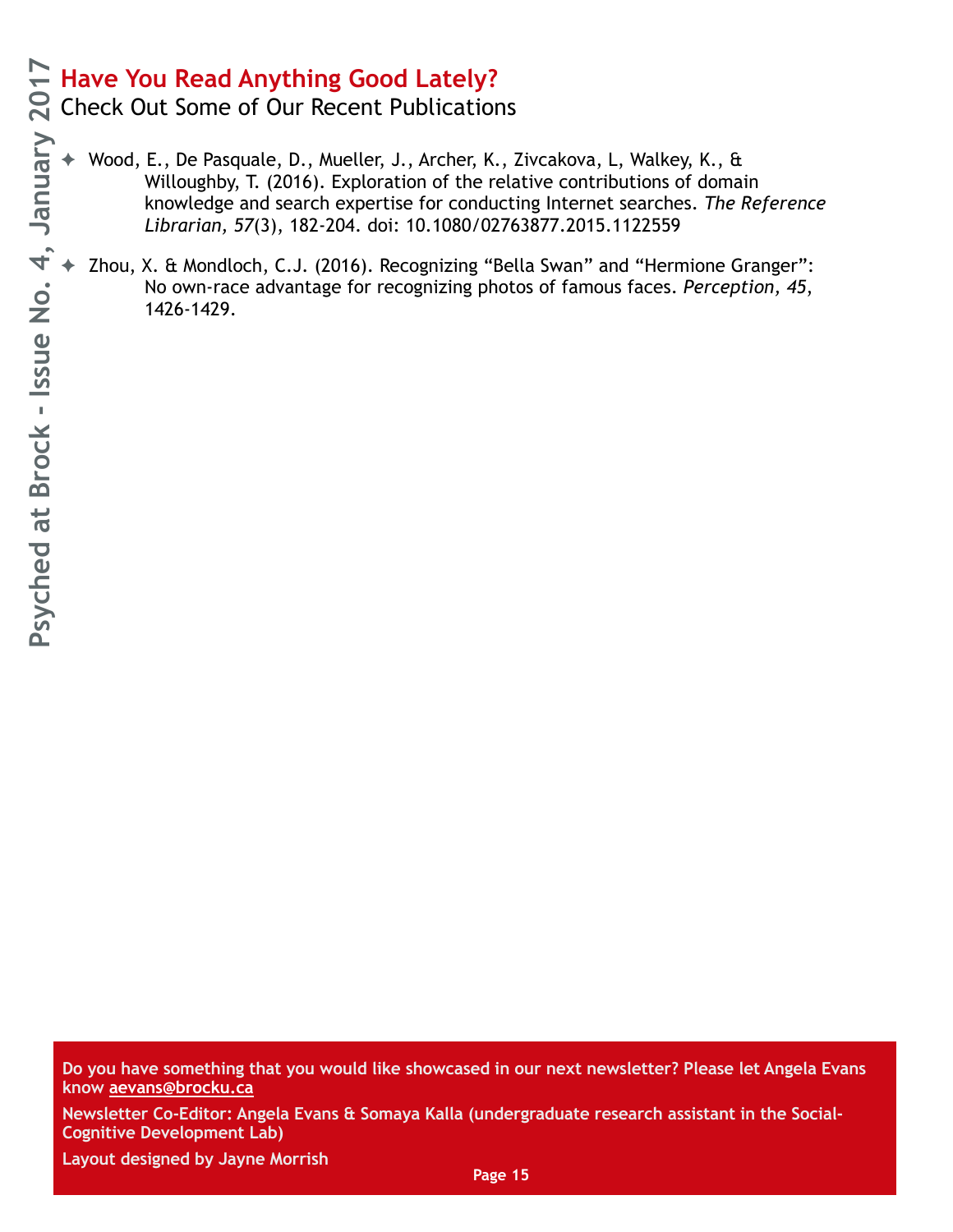## Have You Read Anything Good Lately?

### Check Out Some of Our Recent Publications

- Wood, E., De Pasquale, D., Mueller, J., Archer, K., Zivcakova, L, Walkey, K., & Willoughby, T. (2016). Exploration of the relative contributions of domain knowledge and search expertise for conducting Internet searches. *The Reference Librarian, 57*(3), 182-204. doi: 10.1080/02763877.2015.1122559

- Zhou, X. & Mondloch, C.J. (2016). Recognizing "Bella Swan" and "Hermione Granger": No own-race advantage for recognizing photos of famous faces. *Perception, 45*, 1426-1429.

**Do you have something that you would like showcased in our next newsletter? Please let Angela Evans know aevans@brocku.ca**

**Newsletter Co-Editor: Angela Evans & Somaya Kalla (undergraduate research assistant in the Social-Cognitive Development Lab)**

**Layout designed by Jayne Morrish**